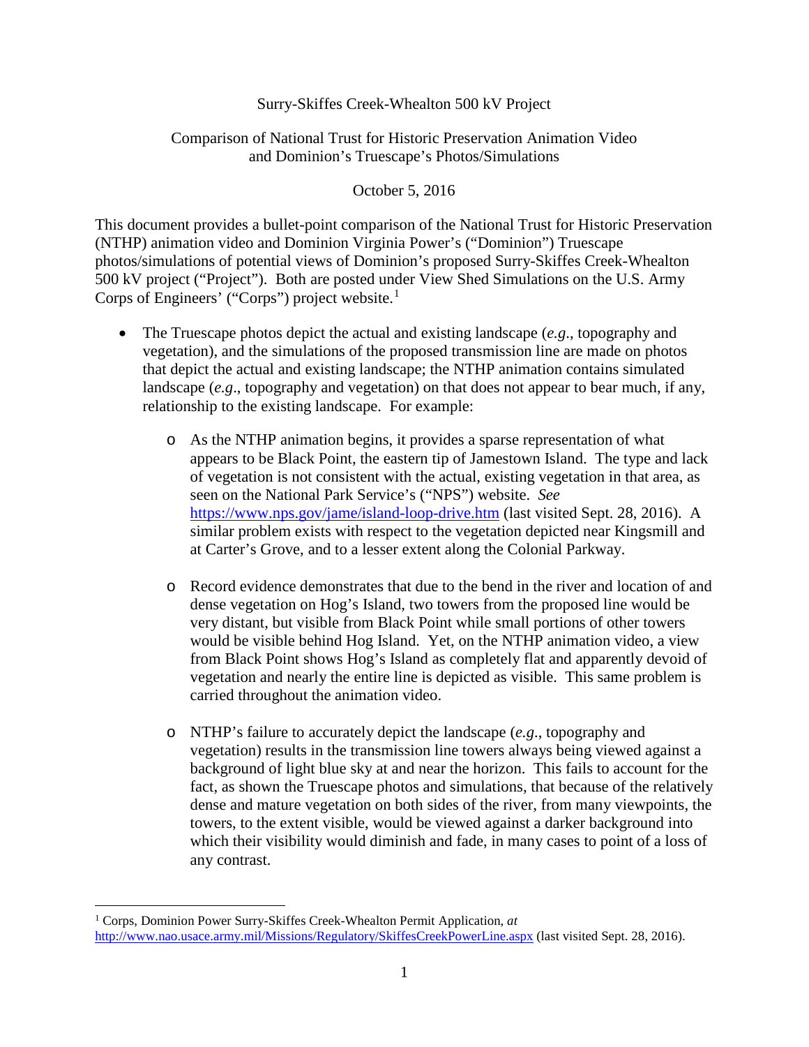Surry-Skiffes Creek-Whealton 500 kV Project

Comparison of National Trust for Historic Preservation Animation Video and Dominion's Truescape's Photos/Simulations

October 5, 2016

This document provides a bullet-point comparison of the National Trust for Historic Preservation (NTHP) animation video and Dominion Virginia Power's ("Dominion") Truescape photos/simulations of potential views of Dominion's proposed Surry-Skiffes Creek-Whealton 500 kV project ("Project"). Both are posted under View Shed Simulations on the U.S. Army Corps of Engineers' ("Corps") project website.[1]

- The Truescape photos depict the actual and existing landscape (*e.g*., topography and vegetation), and the simulations of the proposed transmission line are made on photos that depict the actual and existing landscape; the NTHP animation contains simulated landscape (*e.g*., topography and vegetation) on that does not appear to bear much, if any, relationship to the existing landscape. For example:
    - As the NTHP animation begins, it provides a sparse representation of what appears to be Black Point, the eastern tip of Jamestown Island. The type and lack of vegetation is not consistent with the actual, existing vegetation in that area, as seen on the National Park Service's ("NPS") website. *See* https://www.nps.gov/jame/island-loop-drive.htm (last visited Sept. 28, 2016). A similar problem exists with respect to the vegetation depicted near Kingsmill and at Carter's Grove, and to a lesser extent along the Colonial Parkway.
    - Record evidence demonstrates that due to the bend in the river and location of and dense vegetation on Hog's Island, two towers from the proposed line would be very distant, but visible from Black Point while small portions of other towers would be visible behind Hog Island. Yet, on the NTHP animation video, a view from Black Point shows Hog's Island as completely flat and apparently devoid of vegetation and nearly the entire line is depicted as visible. This same problem is carried throughout the animation video.
    - NTHP's failure to accurately depict the landscape (*e.g*., topography and vegetation) results in the transmission line towers always being viewed against a background of light blue sky at and near the horizon. This fails to account for the fact, as shown the Truescape photos and simulations, that because of the relatively dense and mature vegetation on both sides of the river, from many viewpoints, the towers, to the extent visible, would be viewed against a darker background into which their visibility would diminish and fade, in many cases to point of a loss of any contrast.

---

[1] Corps, Dominion Power Surry-Skiffes Creek-Whealton Permit Application, *at* http://www.nao.usace.army.mil/Missions/Regulatory/SkiffesCreekPowerLine.aspx (last visited Sept. 28, 2016).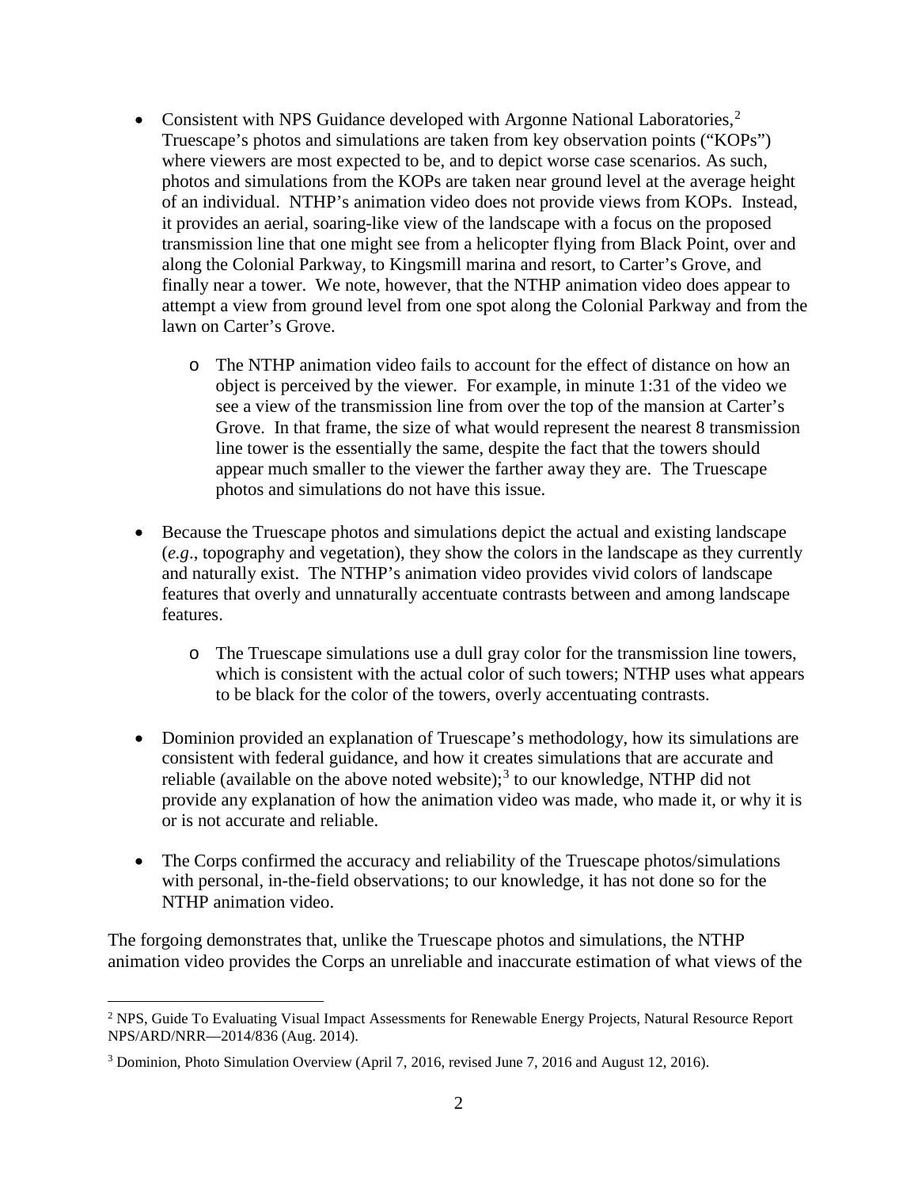- Consistent with NPS Guidance developed with Argonne National Laboratories,[2] Truescape's photos and simulations are taken from key observation points ("KOPs") where viewers are most expected to be, and to depict worse case scenarios. As such, photos and simulations from the KOPs are taken near ground level at the average height of an individual. NTHP's animation video does not provide views from KOPs. Instead, it provides an aerial, soaring-like view of the landscape with a focus on the proposed transmission line that one might see from a helicopter flying from Black Point, over and along the Colonial Parkway, to Kingsmill marina and resort, to Carter's Grove, and finally near a tower. We note, however, that the NTHP animation video does appear to attempt a view from ground level from one spot along the Colonial Parkway and from the lawn on Carter's Grove.
  - The NTHP animation video fails to account for the effect of distance on how an object is perceived by the viewer. For example, in minute 1:31 of the video we see a view of the transmission line from over the top of the mansion at Carter's Grove. In that frame, the size of what would represent the nearest 8 transmission line tower is the essentially the same, despite the fact that the towers should appear much smaller to the viewer the farther away they are. The Truescape photos and simulations do not have this issue.
- Because the Truescape photos and simulations depict the actual and existing landscape (*e.g*., topography and vegetation), they show the colors in the landscape as they currently and naturally exist. The NTHP's animation video provides vivid colors of landscape features that overly and unnaturally accentuate contrasts between and among landscape features.
  - The Truescape simulations use a dull gray color for the transmission line towers, which is consistent with the actual color of such towers; NTHP uses what appears to be black for the color of the towers, overly accentuating contrasts.
- Dominion provided an explanation of Truescape's methodology, how its simulations are consistent with federal guidance, and how it creates simulations that are accurate and reliable (available on the above noted website);[3] to our knowledge, NTHP did not provide any explanation of how the animation video was made, who made it, or why it is or is not accurate and reliable.
- The Corps confirmed the accuracy and reliability of the Truescape photos/simulations with personal, in-the-field observations; to our knowledge, it has not done so for the NTHP animation video.

The forgoing demonstrates that, unlike the Truescape photos and simulations, the NTHP animation video provides the Corps an unreliable and inaccurate estimation of what views of the

[2] NPS, Guide To Evaluating Visual Impact Assessments for Renewable Energy Projects, Natural Resource Report NPS/ARD/NRR—2014/836 (Aug. 2014).

[3] Dominion, Photo Simulation Overview (April 7, 2016, revised June 7, 2016 and August 12, 2016).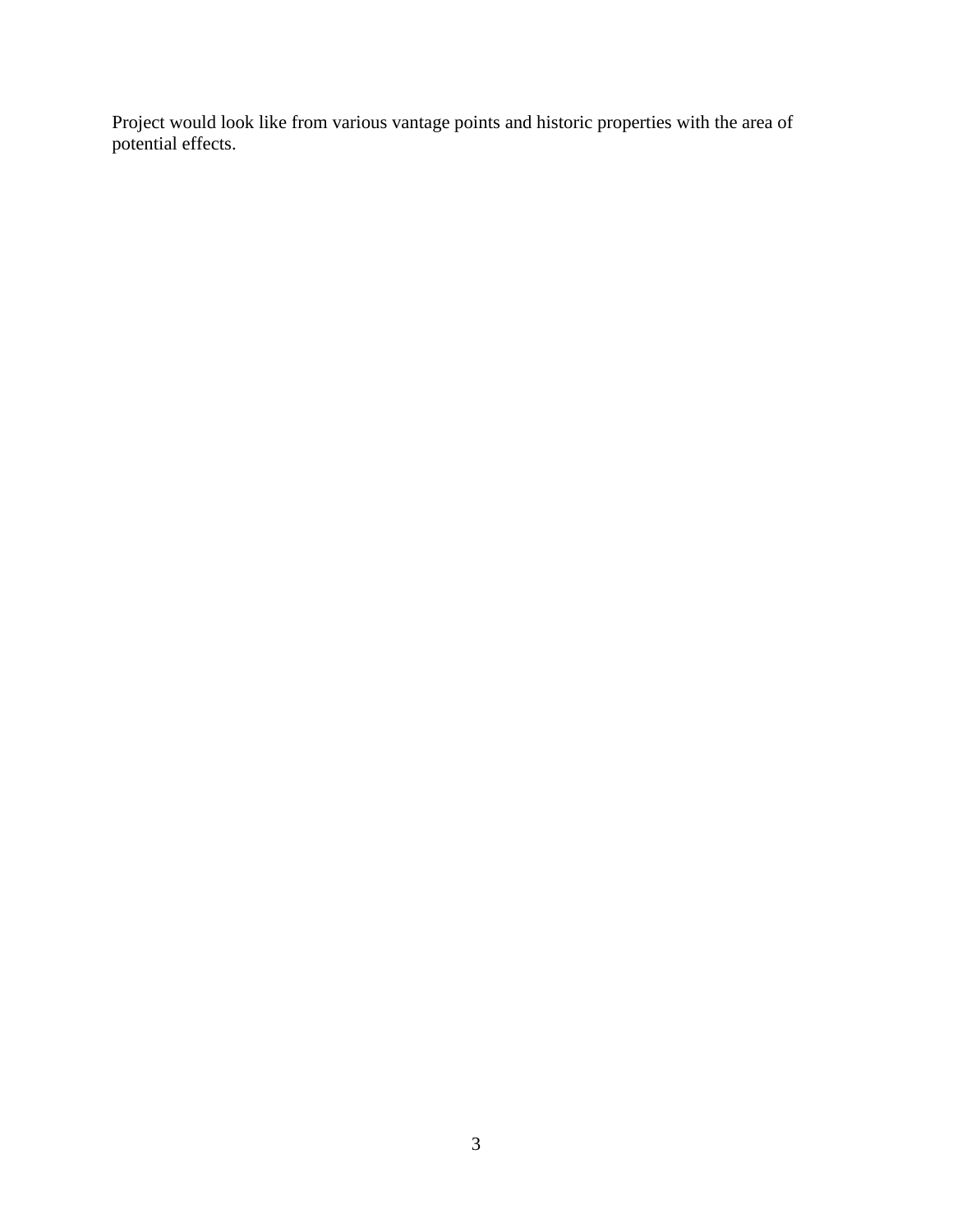Project would look like from various vantage points and historic properties with the area of potential effects.